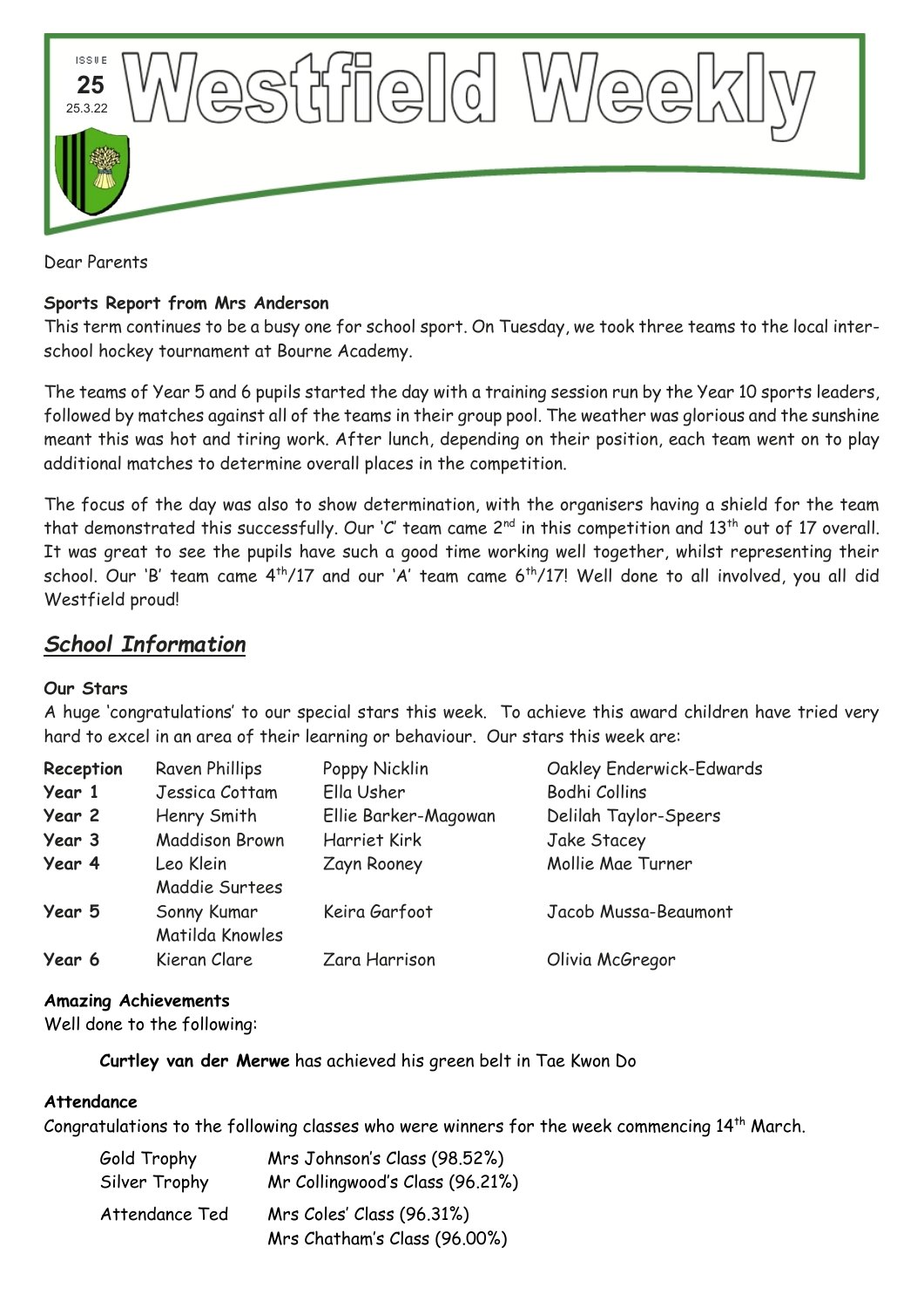# Westfield Weekly

ISSUE 25 25.3.22

Dear Parents

**Sports Report from Mrs Anderson**

This term continues to be a busy one for school sport. On Tuesday, we took three teams to the local inter-school hockey tournament at Bourne Academy.

The teams of Year 5 and 6 pupils started the day with a training session run by the Year 10 sports leaders, followed by matches against all of the teams in their group pool. The weather was glorious and the sunshine meant this was hot and tiring work. After lunch, depending on their position, each team went on to play additional matches to determine overall places in the competition.

The focus of the day was also to show determination, with the organisers having a shield for the team that demonstrated this successfully. Our 'C' team came 2nd in this competition and 13th out of 17 overall. It was great to see the pupils have such a good time working well together, whilst representing their school. Our 'B' team came 4th/17 and our 'A' team came 6th/17! Well done to all involved, you all did Westfield proud!

## ***School Information***

**Our Stars**

A huge 'congratulations' to our special stars this week. To achieve this award children have tried very hard to excel in an area of their learning or behaviour. Our stars this week are:

| | | | |
|---|---|---|---|
| **Reception** | Raven Phillips | Poppy Nicklin | Oakley Enderwick-Edwards |
| **Year 1** | Jessica Cottam | Ella Usher | Bodhi Collins |
| **Year 2** | Henry Smith | Ellie Barker-Magowan | Delilah Taylor-Speers |
| **Year 3** | Maddison Brown | Harriet Kirk | Jake Stacey |
| **Year 4** | Leo Klein<br>Maddie Surtees | Zayn Rooney | Mollie Mae Turner |
| **Year 5** | Sonny Kumar<br>Matilda Knowles | Keira Garfoot | Jacob Mussa-Beaumont |
| **Year 6** | Kieran Clare | Zara Harrison | Olivia McGregor |

**Amazing Achievements**

Well done to the following:

**Curtley van der Merwe** has achieved his green belt in Tae Kwon Do

**Attendance**

Congratulations to the following classes who were winners for the week commencing 14th March.

| | |
|---|---|
| Gold Trophy | Mrs Johnson's Class (98.52%) |
| Silver Trophy | Mr Collingwood's Class (96.21%) |
| Attendance Ted | Mrs Coles' Class (96.31%)<br>Mrs Chatham's Class (96.00%) |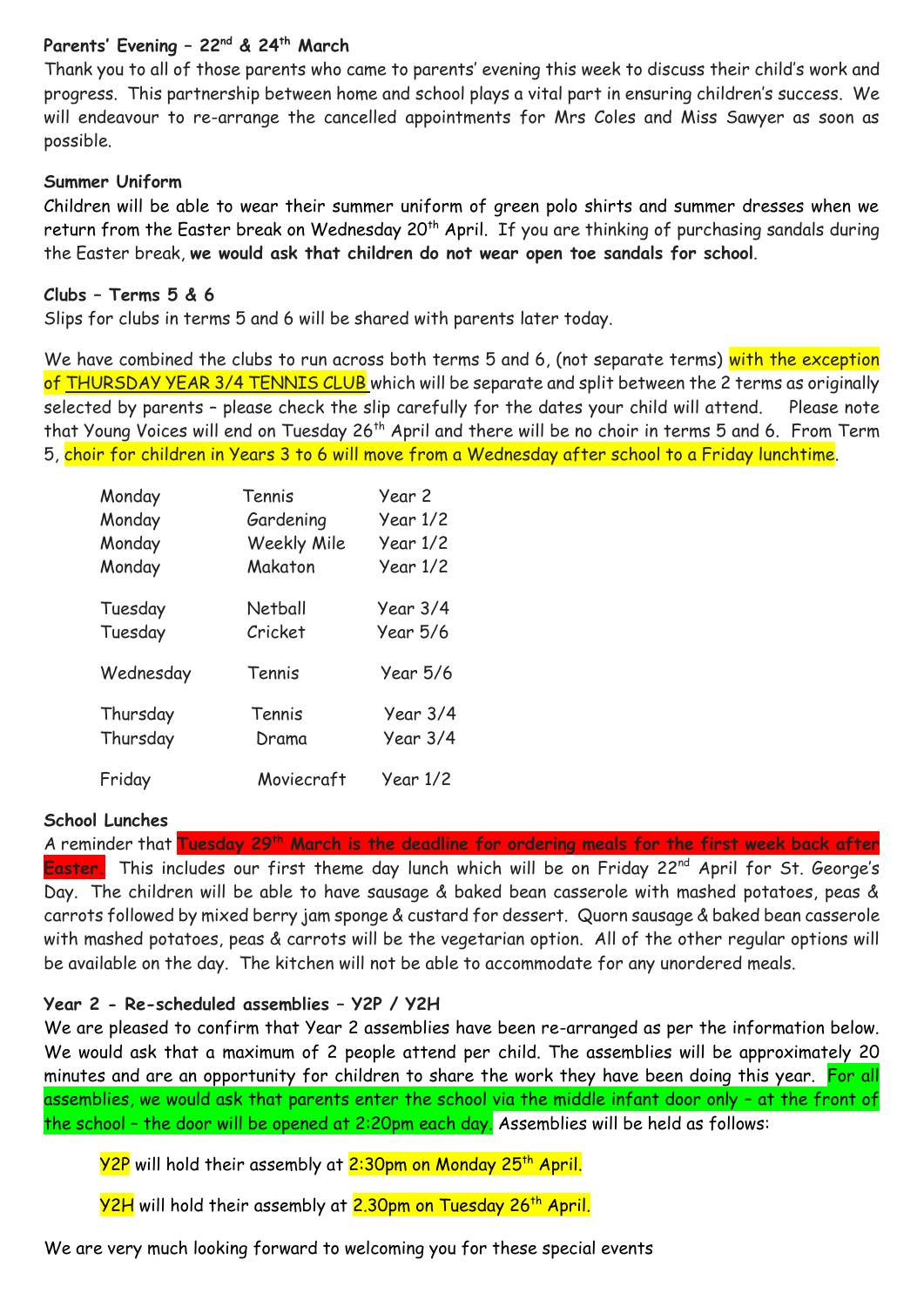**Parents' Evening – 22nd & 24th March**

Thank you to all of those parents who came to parents' evening this week to discuss their child's work and progress. This partnership between home and school plays a vital part in ensuring children's success. We will endeavour to re-arrange the cancelled appointments for Mrs Coles and Miss Sawyer as soon as possible.

**Summer Uniform**

Children will be able to wear their summer uniform of green polo shirts and summer dresses when we return from the Easter break on Wednesday 20th April. If you are thinking of purchasing sandals during the Easter break, **we would ask that children do not wear open toe sandals for school**.

**Clubs – Terms 5 & 6**

Slips for clubs in terms 5 and 6 will be shared with parents later today.

We have combined the clubs to run across both terms 5 and 6, (not separate terms) with the exception of THURSDAY YEAR 3/4 TENNIS CLUB which will be separate and split between the 2 terms as originally selected by parents – please check the slip carefully for the dates your child will attend. Please note that Young Voices will end on Tuesday 26th April and there will be no choir in terms 5 and 6. From Term 5, choir for children in Years 3 to 6 will move from a Wednesday after school to a Friday lunchtime.

| Day | Club | Year |
|---|---|---|
| Monday | Tennis | Year 2 |
| Monday | Gardening | Year 1/2 |
| Monday | Weekly Mile | Year 1/2 |
| Monday | Makaton | Year 1/2 |
| Tuesday | Netball | Year 3/4 |
| Tuesday | Cricket | Year 5/6 |
| Wednesday | Tennis | Year 5/6 |
| Thursday | Tennis | Year 3/4 |
| Thursday | Drama | Year 3/4 |
| Friday | Moviecraft | Year 1/2 |

**School Lunches**

A reminder that **Tuesday 29th March is the deadline for ordering meals for the first week back after Easter.** This includes our first theme day lunch which will be on Friday 22nd April for St. George's Day. The children will be able to have sausage & baked bean casserole with mashed potatoes, peas & carrots followed by mixed berry jam sponge & custard for dessert. Quorn sausage & baked bean casserole with mashed potatoes, peas & carrots will be the vegetarian option. All of the other regular options will be available on the day. The kitchen will not be able to accommodate for any unordered meals.

**Year 2 - Re-scheduled assemblies – Y2P / Y2H**

We are pleased to confirm that Year 2 assemblies have been re-arranged as per the information below. We would ask that a maximum of 2 people attend per child. The assemblies will be approximately 20 minutes and are an opportunity for children to share the work they have been doing this year. For all assemblies, we would ask that parents enter the school via the middle infant door only – at the front of the school – the door will be opened at 2:20pm each day. Assemblies will be held as follows:

Y2P will hold their assembly at 2:30pm on Monday 25th April.

Y2H will hold their assembly at 2.30pm on Tuesday 26th April.

We are very much looking forward to welcoming you for these special events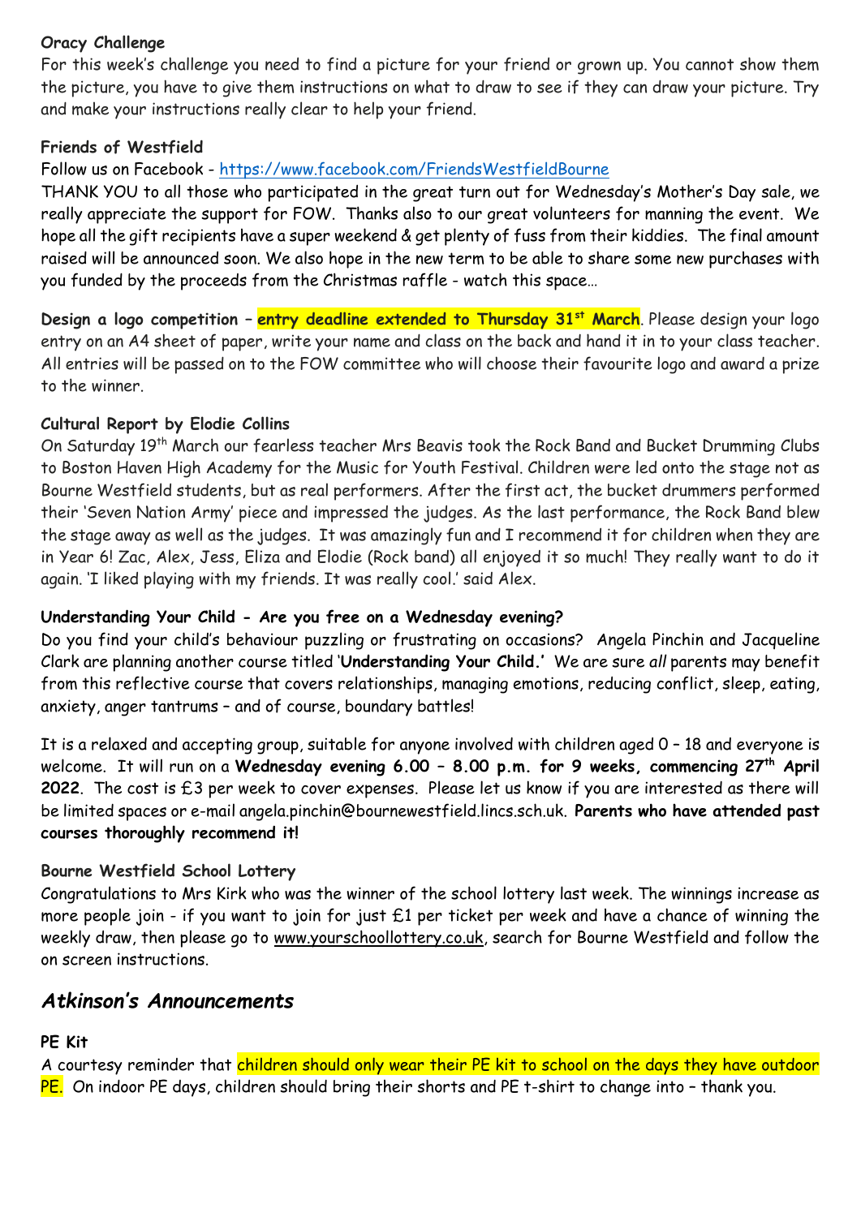**Oracy Challenge**

For this week's challenge you need to find a picture for your friend or grown up. You cannot show them the picture, you have to give them instructions on what to draw to see if they can draw your picture. Try and make your instructions really clear to help your friend.

**Friends of Westfield**

Follow us on Facebook - https://www.facebook.com/FriendsWestfieldBourne

THANK YOU to all those who participated in the great turn out for Wednesday's Mother's Day sale, we really appreciate the support for FOW. Thanks also to our great volunteers for manning the event. We hope all the gift recipients have a super weekend & get plenty of fuss from their kiddies. The final amount raised will be announced soon. We also hope in the new term to be able to share some new purchases with you funded by the proceeds from the Christmas raffle - watch this space…

**Design a logo competition – entry deadline extended to Thursday 31st March**. Please design your logo entry on an A4 sheet of paper, write your name and class on the back and hand it in to your class teacher. All entries will be passed on to the FOW committee who will choose their favourite logo and award a prize to the winner.

**Cultural Report by Elodie Collins**

On Saturday 19th March our fearless teacher Mrs Beavis took the Rock Band and Bucket Drumming Clubs to Boston Haven High Academy for the Music for Youth Festival. Children were led onto the stage not as Bourne Westfield students, but as real performers. After the first act, the bucket drummers performed their 'Seven Nation Army' piece and impressed the judges. As the last performance, the Rock Band blew the stage away as well as the judges. It was amazingly fun and I recommend it for children when they are in Year 6! Zac, Alex, Jess, Eliza and Elodie (Rock band) all enjoyed it so much! They really want to do it again. 'I liked playing with my friends. It was really cool.' said Alex.

**Understanding Your Child - Are you free on a Wednesday evening?**

Do you find your child's behaviour puzzling or frustrating on occasions? Angela Pinchin and Jacqueline Clark are planning another course titled '**Understanding Your Child.'** We are sure *all* parents may benefit from this reflective course that covers relationships, managing emotions, reducing conflict, sleep, eating, anxiety, anger tantrums – and of course, boundary battles!

It is a relaxed and accepting group, suitable for anyone involved with children aged 0 – 18 and everyone is welcome. It will run on a **Wednesday evening 6.00 – 8.00 p.m. for 9 weeks, commencing 27th April 2022**. The cost is £3 per week to cover expenses. Please let us know if you are interested as there will be limited spaces or e-mail angela.pinchin@bournewestfield.lincs.sch.uk. **Parents who have attended past courses thoroughly recommend it!**

**Bourne Westfield School Lottery**

Congratulations to Mrs Kirk who was the winner of the school lottery last week. The winnings increase as more people join - if you want to join for just £1 per ticket per week and have a chance of winning the weekly draw, then please go to www.yourschoollottery.co.uk, search for Bourne Westfield and follow the on screen instructions.

## *Atkinson's Announcements*

**PE Kit**

A courtesy reminder that children should only wear their PE kit to school on the days they have outdoor PE. On indoor PE days, children should bring their shorts and PE t-shirt to change into – thank you.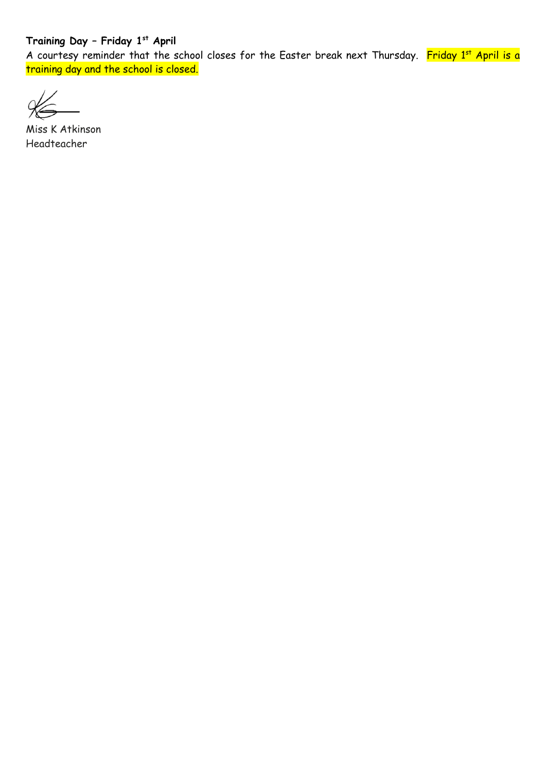**Training Day – Friday 1st April**

A courtesy reminder that the school closes for the Easter break next Thursday. Friday 1st April is a training day and the school is closed.

Miss K Atkinson
Headteacher